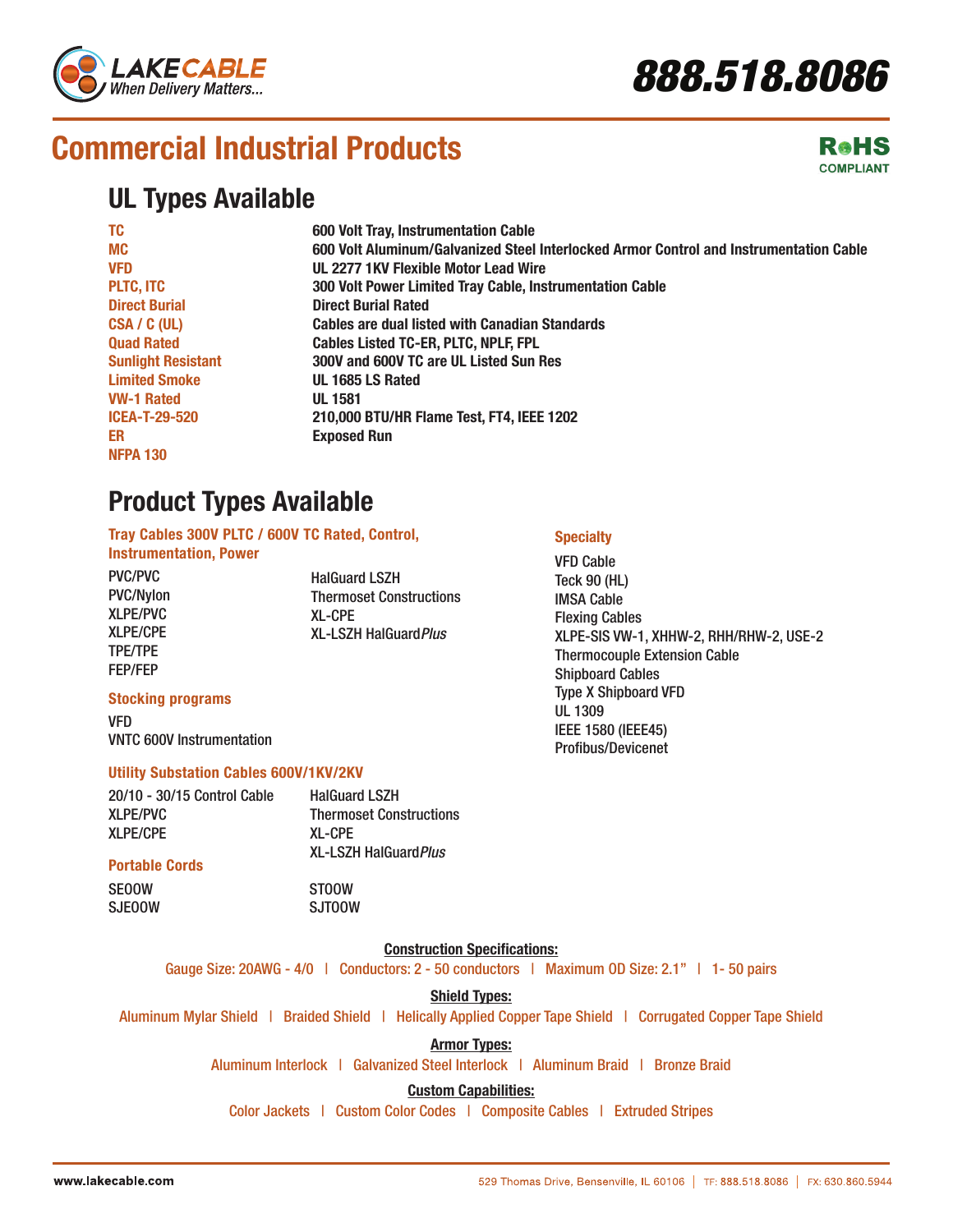LAKECABLE
When Delivery Matters...

888.518.8086

# Commercial Industrial Products

RoHS COMPLIANT

## UL Types Available

| | |
|---|---|
| TC | 600 Volt Tray, Instrumentation Cable |
| MC | 600 Volt Aluminum/Galvanized Steel Interlocked Armor Control and Instrumentation Cable |
| VFD | UL 2277 1KV Flexible Motor Lead Wire |
| PLTC, ITC | 300 Volt Power Limited Tray Cable, Instrumentation Cable |
| Direct Burial | Direct Burial Rated |
| CSA / C (UL) | Cables are dual listed with Canadian Standards |
| Quad Rated | Cables Listed TC-ER, PLTC, NPLF, FPL |
| Sunlight Resistant | 300V and 600V TC are UL Listed Sun Res |
| Limited Smoke | UL 1685 LS Rated |
| VW-1 Rated | UL 1581 |
| ICEA-T-29-520 | 210,000 BTU/HR Flame Test, FT4, IEEE 1202 |
| ER | Exposed Run |
| NFPA 130 | |

## Product Types Available

### Tray Cables 300V PLTC / 600V TC Rated, Control, Instrumentation, Power

- PVC/PVC
- PVC/Nylon
- XLPE/PVC
- XLPE/CPE
- TPE/TPE
- FEP/FEP
- HalGuard LSZH
- Thermoset Constructions
- XL-CPE
- XL-LSZH HalGuard*Plus*

### Stocking programs

- VFD
- VNTC 600V Instrumentation

### Utility Substation Cables 600V/1KV/2KV

- 20/10 - 30/15 Control Cable
- XLPE/PVC
- XLPE/CPE
- HalGuard LSZH
- Thermoset Constructions
- XL-CPE
- XL-LSZH HalGuard*Plus*

### Portable Cords

- SEOOW
- SJEOOW
- STOOW
- SJTOOW

### Specialty

- VFD Cable
- Teck 90 (HL)
- IMSA Cable
- Flexing Cables
- XLPE-SIS VW-1, XHHW-2, RHH/RHW-2, USE-2
- Thermocouple Extension Cable
- Shipboard Cables
- Type X Shipboard VFD
- UL 1309
- IEEE 1580 (IEEE45)
- Profibus/Devicenet

**Construction Specifications:**

Gauge Size: 20AWG - 4/0 | Conductors: 2 - 50 conductors | Maximum OD Size: 2.1” | 1- 50 pairs

**Shield Types:**

Aluminum Mylar Shield | Braided Shield | Helically Applied Copper Tape Shield | Corrugated Copper Tape Shield

**Armor Types:**

Aluminum Interlock | Galvanized Steel Interlock | Aluminum Braid | Bronze Braid

**Custom Capabilities:**

Color Jackets | Custom Color Codes | Composite Cables | Extruded Stripes

www.lakecable.com

529 Thomas Drive, Bensenville, IL 60106 | TF: 888.518.8086 | FX: 630.860.5944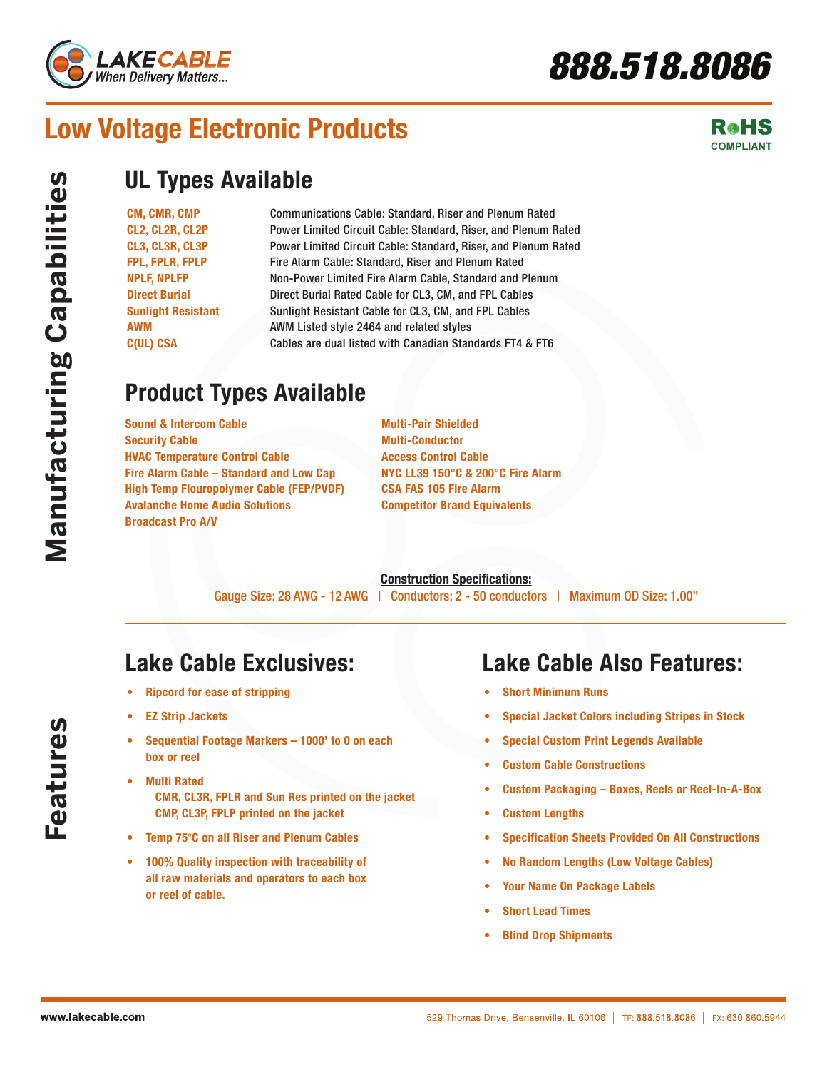# Low Voltage Electronic Products

RoHS COMPLIANT

## Manufacturing Capabilities

### UL Types Available

| | |
|---|---|
| **CM, CMR, CMP** | Communications Cable: Standard, Riser and Plenum Rated |
| **CL2, CL2R, CL2P** | Power Limited Circuit Cable: Standard, Riser, and Plenum Rated |
| **CL3, CL3R, CL3P** | Power Limited Circuit Cable: Standard, Riser, and Plenum Rated |
| **FPL, FPLR, FPLP** | Fire Alarm Cable: Standard, Riser and Plenum Rated |
| **NPLF, NPLFP** | Non-Power Limited Fire Alarm Cable, Standard and Plenum |
| **Direct Burial** | Direct Burial Rated Cable for CL3, CM, and FPL Cables |
| **Sunlight Resistant** | Sunlight Resistant Cable for CL3, CM, and FPL Cables |
| **AWM** | AWM Listed style 2464 and related styles |
| **C(UL) CSA** | Cables are dual listed with Canadian Standards FT4 & FT6 |

### Product Types Available

- **Sound & Intercom Cable**
- **Security Cable**
- **HVAC Temperature Control Cable**
- **Fire Alarm Cable – Standard and Low Cap**
- **High Temp Flouropolymer Cable (FEP/PVDF)**
- **Avalanche Home Audio Solutions**
- **Broadcast Pro A/V**
- **Multi-Pair Shielded**
- **Multi-Conductor**
- **Access Control Cable**
- **NYC LL39 150°C & 200°C Fire Alarm**
- **CSA FAS 105 Fire Alarm**
- **Competitor Brand Equivalents**

**Construction Specifications:**

Gauge Size: 28 AWG - 12 AWG | Conductors: 2 - 50 conductors | Maximum OD Size: 1.00"

## Features

### Lake Cable Exclusives:

- **Ripcord for ease of stripping**
- **EZ Strip Jackets**
- **Sequential Footage Markers – 1000' to 0 on each box or reel**
- **Multi Rated**
  - **CMR, CL3R, FPLR and Sun Res printed on the jacket**
  - **CMP, CL3P, FPLP printed on the jacket**
- **Temp 75°C on all Riser and Plenum Cables**
- **100% Quality inspection with traceability of all raw materials and operators to each box or reel of cable.**

### Lake Cable Also Features:

- **Short Minimum Runs**
- **Special Jacket Colors including Stripes in Stock**
- **Special Custom Print Legends Available**
- **Custom Cable Constructions**
- **Custom Packaging – Boxes, Reels or Reel-In-A-Box**
- **Custom Lengths**
- **Specification Sheets Provided On All Constructions**
- **No Random Lengths (Low Voltage Cables)**
- **Your Name On Package Labels**
- **Short Lead Times**
- **Blind Drop Shipments**